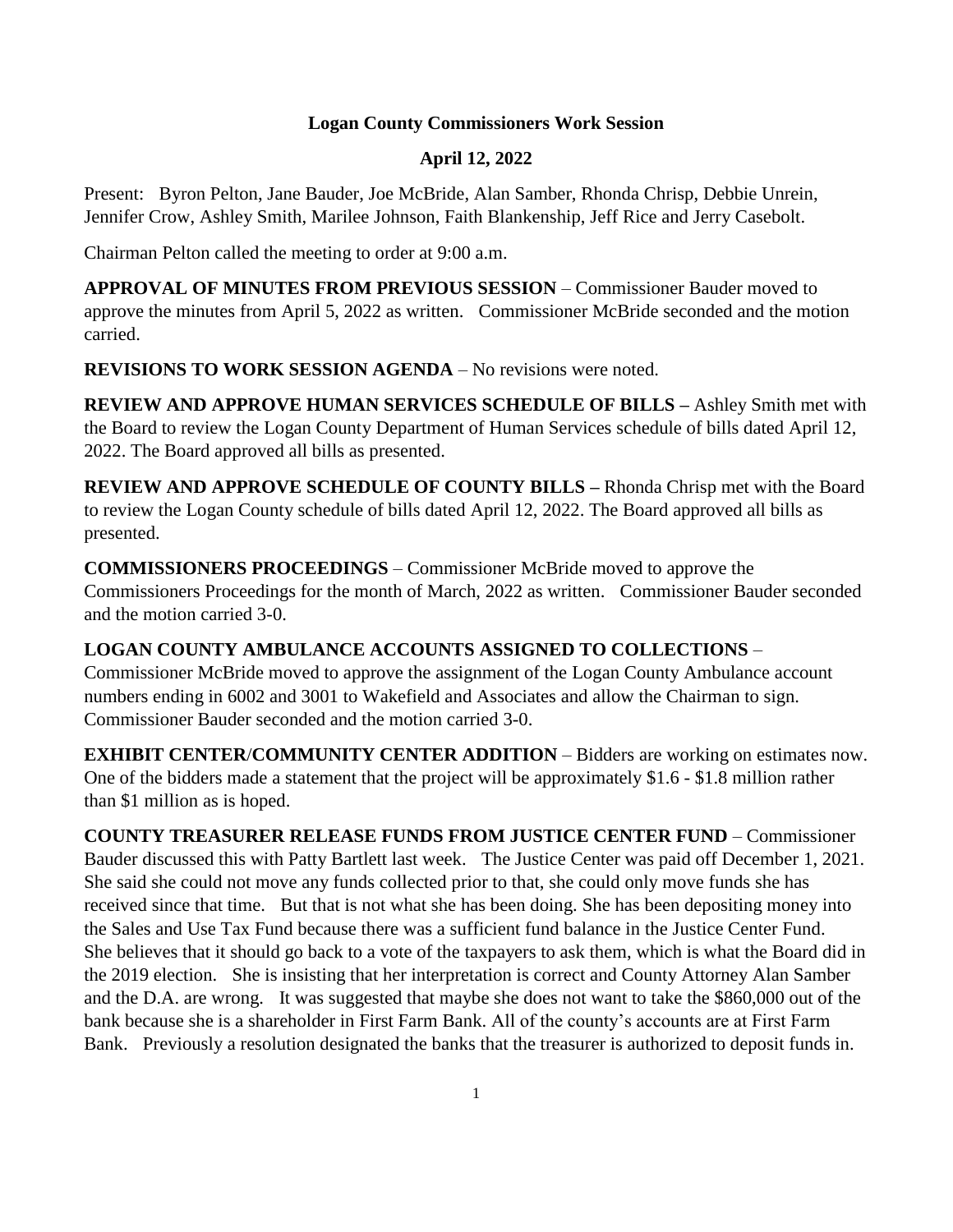# Logan County Commissioners Work Session

## April 12, 2022

Present: Byron Pelton, Jane Bauder, Joe McBride, Alan Samber, Rhonda Chrisp, Debbie Unrein, Jennifer Crow, Ashley Smith, Marilee Johnson, Faith Blankenship, Jeff Rice and Jerry Casebolt.

Chairman Pelton called the meeting to order at 9:00 a.m.

**APPROVAL OF MINUTES FROM PREVIOUS SESSION** – Commissioner Bauder moved to approve the minutes from April 5, 2022 as written. Commissioner McBride seconded and the motion carried.

**REVISIONS TO WORK SESSION AGENDA** – No revisions were noted.

**REVIEW AND APPROVE HUMAN SERVICES SCHEDULE OF BILLS –** Ashley Smith met with the Board to review the Logan County Department of Human Services schedule of bills dated April 12, 2022. The Board approved all bills as presented.

**REVIEW AND APPROVE SCHEDULE OF COUNTY BILLS –** Rhonda Chrisp met with the Board to review the Logan County schedule of bills dated April 12, 2022. The Board approved all bills as presented.

**COMMISSIONERS PROCEEDINGS** – Commissioner McBride moved to approve the Commissioners Proceedings for the month of March, 2022 as written. Commissioner Bauder seconded and the motion carried 3-0.

**LOGAN COUNTY AMBULANCE ACCOUNTS ASSIGNED TO COLLECTIONS** – Commissioner McBride moved to approve the assignment of the Logan County Ambulance account numbers ending in 6002 and 3001 to Wakefield and Associates and allow the Chairman to sign. Commissioner Bauder seconded and the motion carried 3-0.

**EXHIBIT CENTER/COMMUNITY CENTER ADDITION** – Bidders are working on estimates now. One of the bidders made a statement that the project will be approximately $1.6 - $1.8 million rather than $1 million as is hoped.

**COUNTY TREASURER RELEASE FUNDS FROM JUSTICE CENTER FUND** – Commissioner Bauder discussed this with Patty Bartlett last week. The Justice Center was paid off December 1, 2021. She said she could not move any funds collected prior to that, she could only move funds she has received since that time. But that is not what she has been doing. She has been depositing money into the Sales and Use Tax Fund because there was a sufficient fund balance in the Justice Center Fund. She believes that it should go back to a vote of the taxpayers to ask them, which is what the Board did in the 2019 election. She is insisting that her interpretation is correct and County Attorney Alan Samber and the D.A. are wrong. It was suggested that maybe she does not want to take the $860,000 out of the bank because she is a shareholder in First Farm Bank. All of the county's accounts are at First Farm Bank. Previously a resolution designated the banks that the treasurer is authorized to deposit funds in.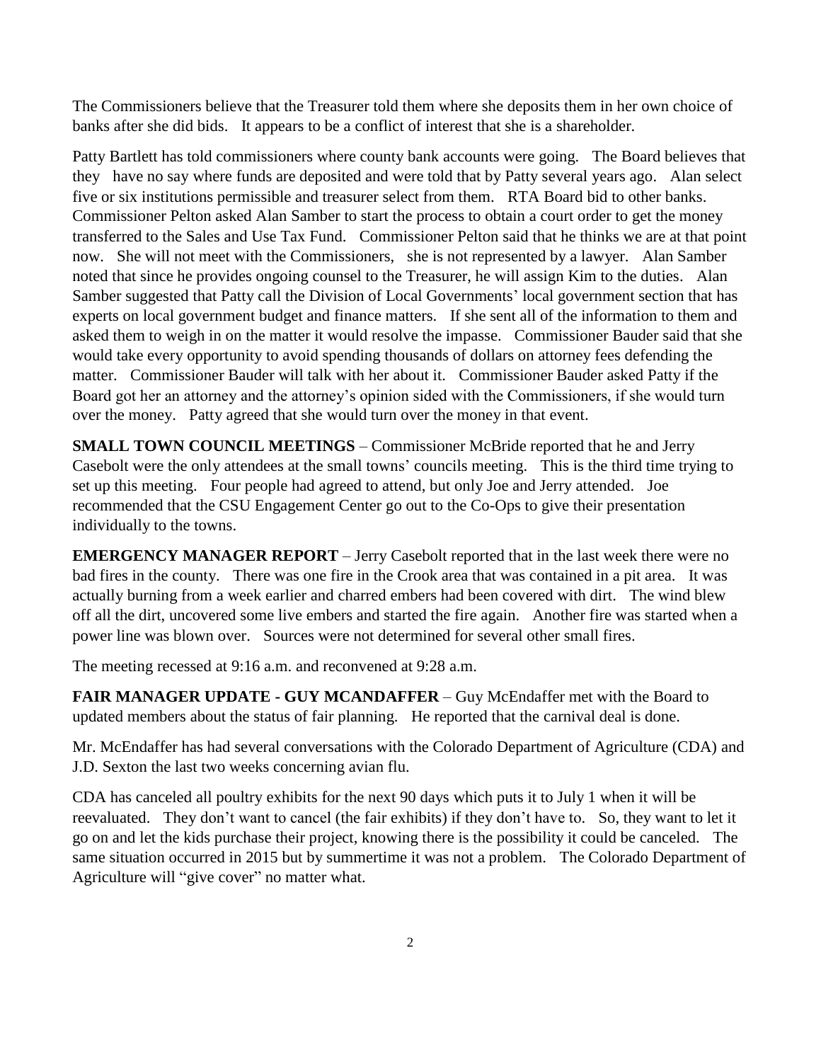The Commissioners believe that the Treasurer told them where she deposits them in her own choice of banks after she did bids. It appears to be a conflict of interest that she is a shareholder.

Patty Bartlett has told commissioners where county bank accounts were going. The Board believes that they have no say where funds are deposited and were told that by Patty several years ago. Alan select five or six institutions permissible and treasurer select from them. RTA Board bid to other banks. Commissioner Pelton asked Alan Samber to start the process to obtain a court order to get the money transferred to the Sales and Use Tax Fund. Commissioner Pelton said that he thinks we are at that point now. She will not meet with the Commissioners, she is not represented by a lawyer. Alan Samber noted that since he provides ongoing counsel to the Treasurer, he will assign Kim to the duties. Alan Samber suggested that Patty call the Division of Local Governments' local government section that has experts on local government budget and finance matters. If she sent all of the information to them and asked them to weigh in on the matter it would resolve the impasse. Commissioner Bauder said that she would take every opportunity to avoid spending thousands of dollars on attorney fees defending the matter. Commissioner Bauder will talk with her about it. Commissioner Bauder asked Patty if the Board got her an attorney and the attorney's opinion sided with the Commissioners, if she would turn over the money. Patty agreed that she would turn over the money in that event.

**SMALL TOWN COUNCIL MEETINGS** – Commissioner McBride reported that he and Jerry Casebolt were the only attendees at the small towns' councils meeting. This is the third time trying to set up this meeting. Four people had agreed to attend, but only Joe and Jerry attended. Joe recommended that the CSU Engagement Center go out to the Co-Ops to give their presentation individually to the towns.

**EMERGENCY MANAGER REPORT** – Jerry Casebolt reported that in the last week there were no bad fires in the county. There was one fire in the Crook area that was contained in a pit area. It was actually burning from a week earlier and charred embers had been covered with dirt. The wind blew off all the dirt, uncovered some live embers and started the fire again. Another fire was started when a power line was blown over. Sources were not determined for several other small fires.

The meeting recessed at 9:16 a.m. and reconvened at 9:28 a.m.

**FAIR MANAGER UPDATE - GUY MCANDAFFER** – Guy McEndaffer met with the Board to updated members about the status of fair planning. He reported that the carnival deal is done.

Mr. McEndaffer has had several conversations with the Colorado Department of Agriculture (CDA) and J.D. Sexton the last two weeks concerning avian flu.

CDA has canceled all poultry exhibits for the next 90 days which puts it to July 1 when it will be reevaluated. They don't want to cancel (the fair exhibits) if they don't have to. So, they want to let it go on and let the kids purchase their project, knowing there is the possibility it could be canceled. The same situation occurred in 2015 but by summertime it was not a problem. The Colorado Department of Agriculture will "give cover" no matter what.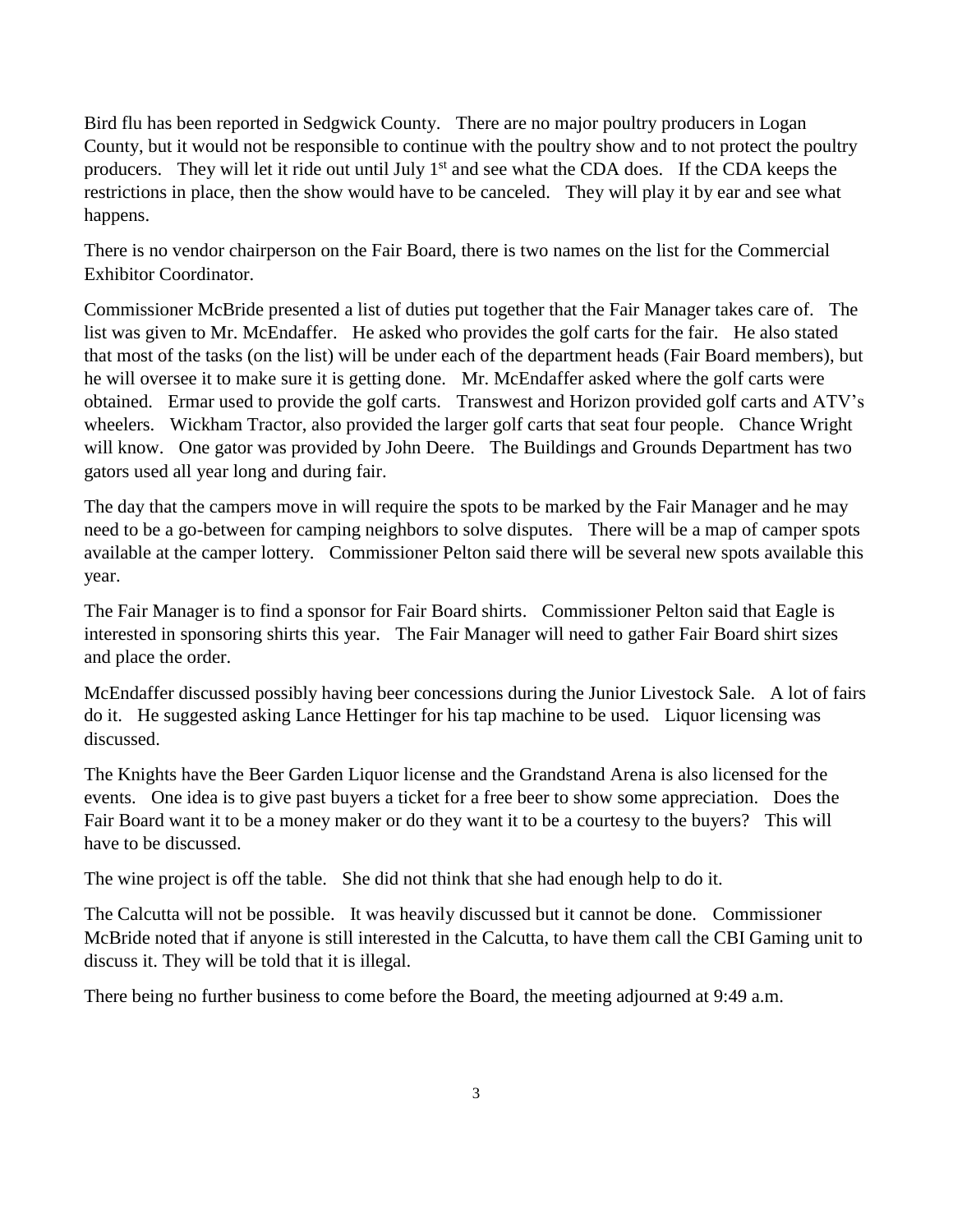Bird flu has been reported in Sedgwick County. There are no major poultry producers in Logan County, but it would not be responsible to continue with the poultry show and to not protect the poultry producers. They will let it ride out until July 1st and see what the CDA does. If the CDA keeps the restrictions in place, then the show would have to be canceled. They will play it by ear and see what happens.

There is no vendor chairperson on the Fair Board, there is two names on the list for the Commercial Exhibitor Coordinator.

Commissioner McBride presented a list of duties put together that the Fair Manager takes care of. The list was given to Mr. McEndaffer. He asked who provides the golf carts for the fair. He also stated that most of the tasks (on the list) will be under each of the department heads (Fair Board members), but he will oversee it to make sure it is getting done. Mr. McEndaffer asked where the golf carts were obtained. Ermar used to provide the golf carts. Transwest and Horizon provided golf carts and ATV's wheelers. Wickham Tractor, also provided the larger golf carts that seat four people. Chance Wright will know. One gator was provided by John Deere. The Buildings and Grounds Department has two gators used all year long and during fair.

The day that the campers move in will require the spots to be marked by the Fair Manager and he may need to be a go-between for camping neighbors to solve disputes. There will be a map of camper spots available at the camper lottery. Commissioner Pelton said there will be several new spots available this year.

The Fair Manager is to find a sponsor for Fair Board shirts. Commissioner Pelton said that Eagle is interested in sponsoring shirts this year. The Fair Manager will need to gather Fair Board shirt sizes and place the order.

McEndaffer discussed possibly having beer concessions during the Junior Livestock Sale. A lot of fairs do it. He suggested asking Lance Hettinger for his tap machine to be used. Liquor licensing was discussed.

The Knights have the Beer Garden Liquor license and the Grandstand Arena is also licensed for the events. One idea is to give past buyers a ticket for a free beer to show some appreciation. Does the Fair Board want it to be a money maker or do they want it to be a courtesy to the buyers? This will have to be discussed.

The wine project is off the table. She did not think that she had enough help to do it.

The Calcutta will not be possible. It was heavily discussed but it cannot be done. Commissioner McBride noted that if anyone is still interested in the Calcutta, to have them call the CBI Gaming unit to discuss it. They will be told that it is illegal.

There being no further business to come before the Board, the meeting adjourned at 9:49 a.m.